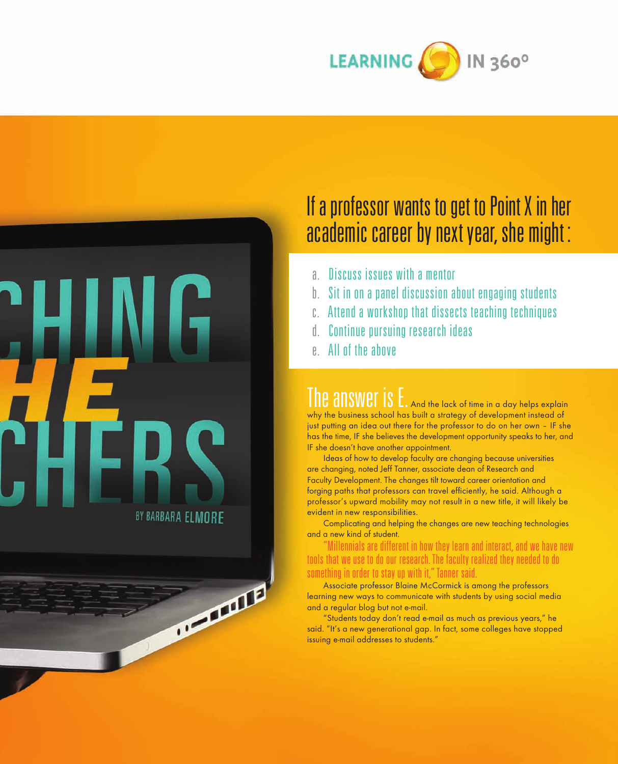LEARNING IN 360°

CHING
HE
CHERS

BY BARBARA ELMORE

## If a professor wants to get to Point X in her academic career by next year, she might:

a. Discuss issues with a mentor
b. Sit in on a panel discussion about engaging students
c. Attend a workshop that dissects teaching techniques
d. Continue pursuing research ideas
e. All of the above

**The answer is E.** And the lack of time in a day helps explain why the business school has built a strategy of development instead of just putting an idea out there for the professor to do on her own – IF she has the time, IF she believes the development opportunity speaks to her, and IF she doesn't have another appointment.

Ideas of how to develop faculty are changing because universities are changing, noted Jeff Tanner, associate dean of Research and Faculty Development. The changes tilt toward career orientation and forging paths that professors can travel efficiently, he said. Although a professor's upward mobility may not result in a new title, it will likely be evident in new responsibilities.

Complicating and helping the changes are new teaching technologies and a new kind of student.

"Millennials are different in how they learn and interact, and we have new tools that we use to do our research. The faculty realized they needed to do something in order to stay up with it," Tanner said.

Associate professor Blaine McCormick is among the professors learning new ways to communicate with students by using social media and a regular blog but not e-mail.

"Students today don't read e-mail as much as previous years," he said. "It's a new generational gap. In fact, some colleges have stopped issuing e-mail addresses to students."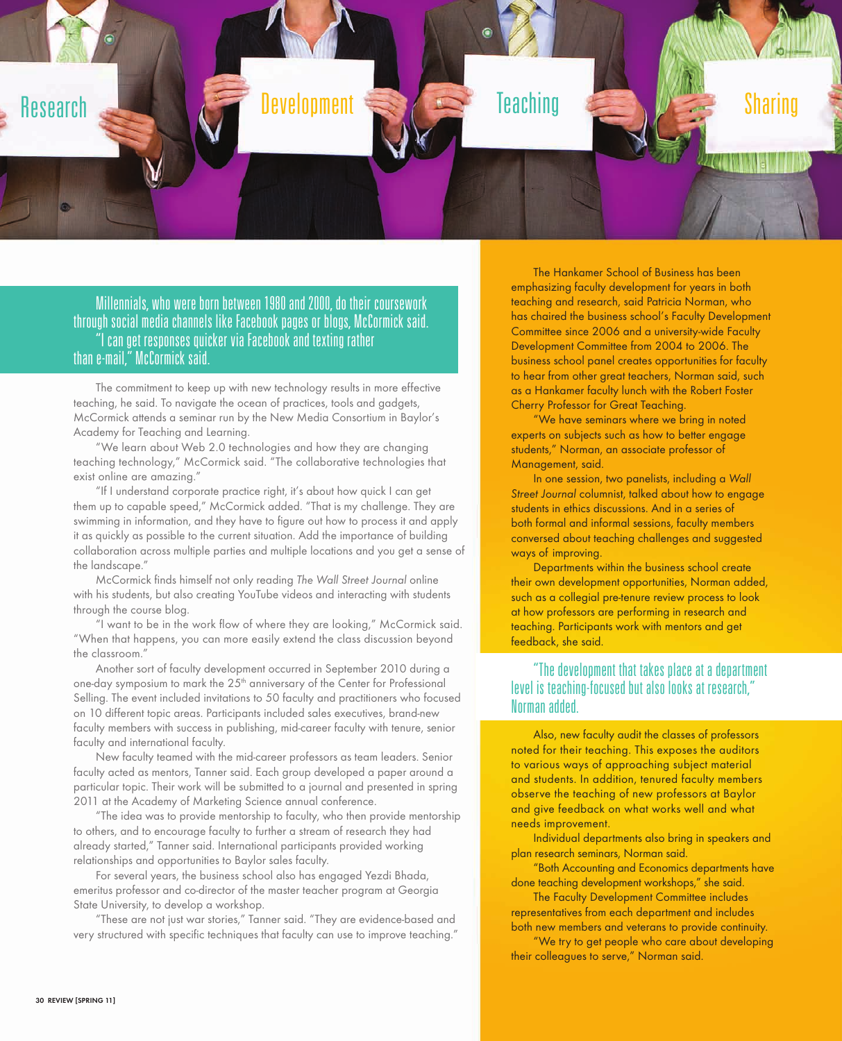Research Development Teaching Sharing

> Millennials, who were born between 1980 and 2000, do their coursework through social media channels like Facebook pages or blogs, McCormick said. "I can get responses quicker via Facebook and texting rather than e-mail," McCormick said.

The commitment to keep up with new technology results in more effective teaching, he said. To navigate the ocean of practices, tools and gadgets, McCormick attends a seminar run by the New Media Consortium in Baylor's Academy for Teaching and Learning.

"We learn about Web 2.0 technologies and how they are changing teaching technology," McCormick said. "The collaborative technologies that exist online are amazing."

"If I understand corporate practice right, it's about how quick I can get them up to capable speed," McCormick added. "That is my challenge. They are swimming in information, and they have to figure out how to process it and apply it as quickly as possible to the current situation. Add the importance of building collaboration across multiple parties and multiple locations and you get a sense of the landscape."

McCormick finds himself not only reading *The Wall Street Journal* online with his students, but also creating YouTube videos and interacting with students through the course blog.

"I want to be in the work flow of where they are looking," McCormick said. "When that happens, you can more easily extend the class discussion beyond the classroom."

Another sort of faculty development occurred in September 2010 during a one-day symposium to mark the 25th anniversary of the Center for Professional Selling. The event included invitations to 50 faculty and practitioners who focused on 10 different topic areas. Participants included sales executives, brand-new faculty members with success in publishing, mid-career faculty with tenure, senior faculty and international faculty.

New faculty teamed with the mid-career professors as team leaders. Senior faculty acted as mentors, Tanner said. Each group developed a paper around a particular topic. Their work will be submitted to a journal and presented in spring 2011 at the Academy of Marketing Science annual conference.

"The idea was to provide mentorship to faculty, who then provide mentorship to others, and to encourage faculty to further a stream of research they had already started," Tanner said. International participants provided working relationships and opportunities to Baylor sales faculty.

For several years, the business school also has engaged Yezdi Bhada, emeritus professor and co-director of the master teacher program at Georgia State University, to develop a workshop.

"These are not just war stories," Tanner said. "They are evidence-based and very structured with specific techniques that faculty can use to improve teaching."

The Hankamer School of Business has been emphasizing faculty development for years in both teaching and research, said Patricia Norman, who has chaired the business school's Faculty Development Committee since 2006 and a university-wide Faculty Development Committee from 2004 to 2006. The business school panel creates opportunities for faculty to hear from other great teachers, Norman said, such as a Hankamer faculty lunch with the Robert Foster Cherry Professor for Great Teaching.

"We have seminars where we bring in noted experts on subjects such as how to better engage students," Norman, an associate professor of Management, said.

In one session, two panelists, including a *Wall Street Journal* columnist, talked about how to engage students in ethics discussions. And in a series of both formal and informal sessions, faculty members conversed about teaching challenges and suggested ways of improving.

Departments within the business school create their own development opportunities, Norman added, such as a collegial pre-tenure review process to look at how professors are performing in research and teaching. Participants work with mentors and get feedback, she said.

> "The development that takes place at a department level is teaching-focused but also looks at research," Norman added.

Also, new faculty audit the classes of professors noted for their teaching. This exposes the auditors to various ways of approaching subject material and students. In addition, tenured faculty members observe the teaching of new professors at Baylor and give feedback on what works well and what needs improvement.

Individual departments also bring in speakers and plan research seminars, Norman said.

"Both Accounting and Economics departments have done teaching development workshops," she said.

The Faculty Development Committee includes representatives from each department and includes both new members and veterans to provide continuity.

"We try to get people who care about developing their colleagues to serve," Norman said.